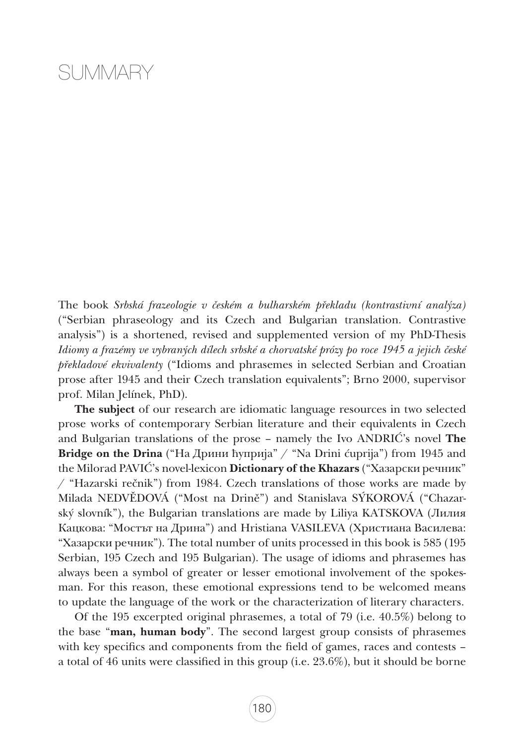# SUMMARY

The book *Srbská frazeologie v českém a bulharském překladu (kontrastivní analýza)* ("Serbian phraseology and its Czech and Bulgarian translation. Contrastive analysis") is a shortened, revised and supplemented version of my PhD-Thesis *Idiomy a frazémy ve vybraných dílech srbské a chorvatské prózy po roce 1945 a jejich české překladové ekvivalenty* ("Idioms and phrasemes in selected Serbian and Croatian prose after 1945 and their Czech translation equivalents"; Brno 2000, supervisor prof. Milan Jelínek, PhD).

**The subject** of our research are idiomatic language resources in two selected prose works of contemporary Serbian literature and their equivalents in Czech and Bulgarian translations of the prose – namely the Ivo ANDRIĆ's novel **The Bridge on the Drina** ("На Дрини ћуприја" / "Na Drini ćuprija") from 1945 and the Milorad PAVIĆ's novel-lexicon **Dictionary of the Khazars** ("Хазарски речник" / "Hazarski rečnik") from 1984. Czech translations of those works are made by Milada NEDVĚDOVÁ ("Most na Drině") and Stanislava SÝKOROVÁ ("Chazarský slovník"), the Bulgarian translations are made by Liliya KATSKOVA (Лилия Кацкова: "Мостът на Дрина") and Hristiana VASILEVA (Християна Василева: "Хазарски речник"). The total number of units processed in this book is 585 (195 Serbian, 195 Czech and 195 Bulgarian). The usage of idioms and phrasemes has always been a symbol of greater or lesser emotional involvement of the spokesman. For this reason, these emotional expressions tend to be welcomed means to update the language of the work or the characterization of literary characters.

Of the 195 excerpted original phrasemes, a total of 79 (i.e. 40.5%) belong to the base "**man, human body**". The second largest group consists of phrasemes with key specifics and components from the field of games, races and contests – a total of 46 units were classified in this group (i.e. 23.6%), but it should be borne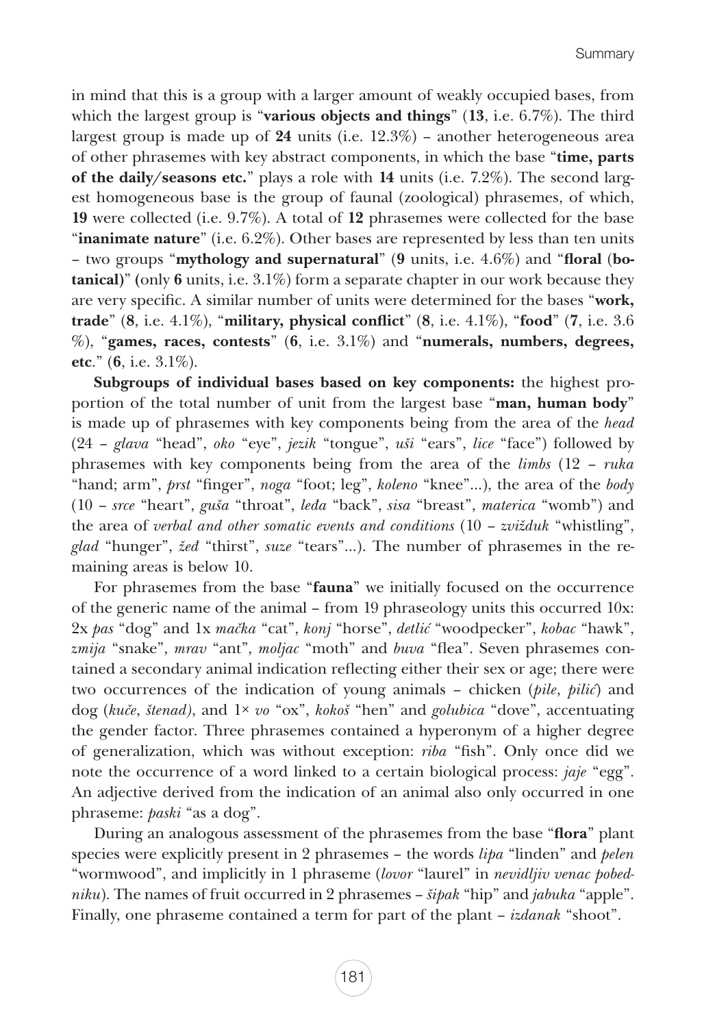in mind that this is a group with a larger amount of weakly occupied bases, from which the largest group is "**various objects and things**" (**13**, i.e. 6.7%). The third largest group is made up of **24** units (i.e. 12.3%) – another heterogeneous area of other phrasemes with key abstract components, in which the base "**time, parts of the daily/seasons etc.**" plays a role with **14** units (i.e. 7.2%). The second largest homogeneous base is the group of faunal (zoological) phrasemes, of which, **19** were collected (i.e. 9.7%). A total of **12** phrasemes were collected for the base "**inanimate nature**" (i.e. 6.2%). Other bases are represented by less than ten units – two groups "**mythology and supernatural**" (**9** units, i.e. 4.6%) and "**floral** (**botanical**)" (only **6** units, i.e. 3.1%) form a separate chapter in our work because they are very specific. A similar number of units were determined for the bases "**work, trade**" (**8**, i.e. 4.1%), "**military, physical conflict**" (**8**, i.e. 4.1%), "**food**" (**7**, i.e. 3.6 %), "**games, races, contests**" (**6**, i.e. 3.1%) and "**numerals, numbers, degrees, etc**." (**6**, i.e. 3.1%).

**Subgroups of individual bases based on key components:** the highest proportion of the total number of unit from the largest base "**man, human body**" is made up of phrasemes with key components being from the area of the *head* (24 – *glava* "head", *oko* "eye", *jezik* "tongue", *uši* "ears", *lice* "face") followed by phrasemes with key components being from the area of the *limbs* (12 – *ruka* "hand; arm", *prst* "finger", *noga* "foot; leg", *koleno* "knee"...), the area of the *body* (10 – *srce* "heart", *guša* "throat", *leđa* "back", *sisa* "breast", *materica* "womb") and the area of *verbal and other somatic events and conditions* (10 – *zvižduk* "whistling", *glad* "hunger", *žeđ* "thirst", *suze* "tears"...). The number of phrasemes in the remaining areas is below 10.

For phrasemes from the base "**fauna**" we initially focused on the occurrence of the generic name of the animal – from 19 phraseology units this occurred 10x: 2x *pas* "dog" and 1x *mačka* "cat", *konj* "horse", *detlić* "woodpecker", *kobac* "hawk", *zmija* "snake", *mrav* "ant", *moljac* "moth" and *buva* "flea". Seven phrasemes contained a secondary animal indication reflecting either their sex or age; there were two occurrences of the indication of young animals – chicken (*pile*, *pilić*) and dog (*kuče*, *štenad)*, and 1× *vo* "ox", *kokoš* "hen" and *golubica* "dove", accentuating the gender factor. Three phrasemes contained a hyperonym of a higher degree of generalization, which was without exception: *riba* "fish". Only once did we note the occurrence of a word linked to a certain biological process: *jaje* "egg". An adjective derived from the indication of an animal also only occurred in one phraseme: *paski* "as a dog".

During an analogous assessment of the phrasemes from the base "**flora**" plant species were explicitly present in 2 phrasemes – the words *lipa* "linden" and *pelen* "wormwood", and implicitly in 1 phraseme (*lovor* "laurel" in *nevidljiv venac pobedniku*). The names of fruit occurred in 2 phrasemes – *šipak* "hip" and *jabuka* "apple". Finally, one phraseme contained a term for part of the plant – *izdanak* "shoot".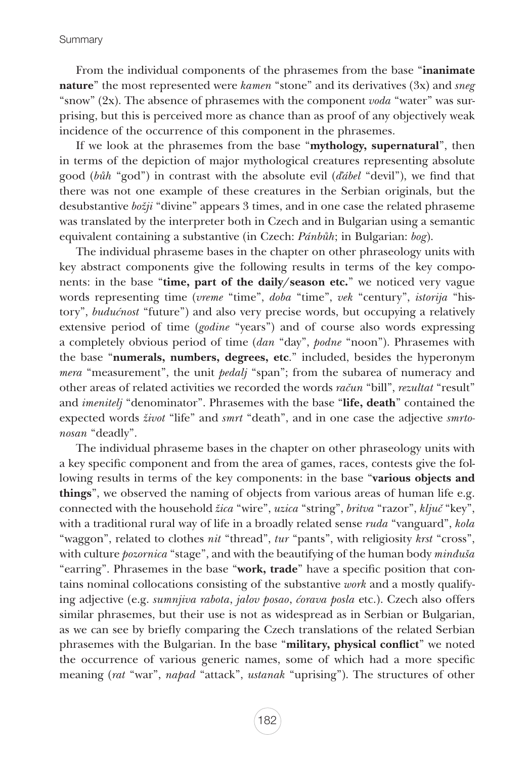From the individual components of the phrasemes from the base "**inanimate nature**" the most represented were *kamen* "stone" and its derivatives (3x) and *sneg* "snow" (2x). The absence of phrasemes with the component *voda* "water" was surprising, but this is perceived more as chance than as proof of any objectively weak incidence of the occurrence of this component in the phrasemes.

If we look at the phrasemes from the base "**mythology, supernatural**", then in terms of the depiction of major mythological creatures representing absolute good (*bůh* "god") in contrast with the absolute evil (*ďábel* "devil"), we find that there was not one example of these creatures in the Serbian originals, but the desubstantive *božji* "divine" appears 3 times, and in one case the related phraseme was translated by the interpreter both in Czech and in Bulgarian using a semantic equivalent containing a substantive (in Czech: *Pánbůh*; in Bulgarian: *bog*).

The individual phraseme bases in the chapter on other phraseology units with key abstract components give the following results in terms of the key components: in the base "**time, part of the daily/season etc.**" we noticed very vague words representing time (*vreme* "time", *doba* "time", *vek* "century", *istorija* "history", *budućnost* "future") and also very precise words, but occupying a relatively extensive period of time (*godine* "years") and of course also words expressing a completely obvious period of time (*dan* "day", *podne* "noon"). Phrasemes with the base "**numerals, numbers, degrees, etc**." included, besides the hyperonym *mera* "measurement", the unit *pedalj* "span"; from the subarea of numeracy and other areas of related activities we recorded the words *račun* "bill", *rezultat* "result" and *imenitelj* "denominator". Phrasemes with the base "**life, death**" contained the expected words *život* "life" and *smrt* "death", and in one case the adjective *smrtonosan* "deadly".

The individual phraseme bases in the chapter on other phraseology units with a key specific component and from the area of games, races, contests give the following results in terms of the key components: in the base "**various objects and things**", we observed the naming of objects from various areas of human life e.g. connected with the household *žica* "wire", *uzica* "string", *britva* "razor", *ključ* "key", with a traditional rural way of life in a broadly related sense *ruda* "vanguard", *kola* "waggon", related to clothes *nit* "thread", *tur* "pants", with religiosity *krst* "cross", with culture *pozornica* "stage", and with the beautifying of the human body *minđuša* "earring". Phrasemes in the base "**work, trade**" have a specific position that contains nominal collocations consisting of the substantive *work* and a mostly qualifying adjective (e.g. *sumnjiva rabota*, *jalov posao*, *ćorava posla* etc.). Czech also offers similar phrasemes, but their use is not as widespread as in Serbian or Bulgarian, as we can see by briefly comparing the Czech translations of the related Serbian phrasemes with the Bulgarian. In the base "**military, physical conflict**" we noted the occurrence of various generic names, some of which had a more specific meaning (*rat* "war", *napad* "attack", *ustanak* "uprising"). The structures of other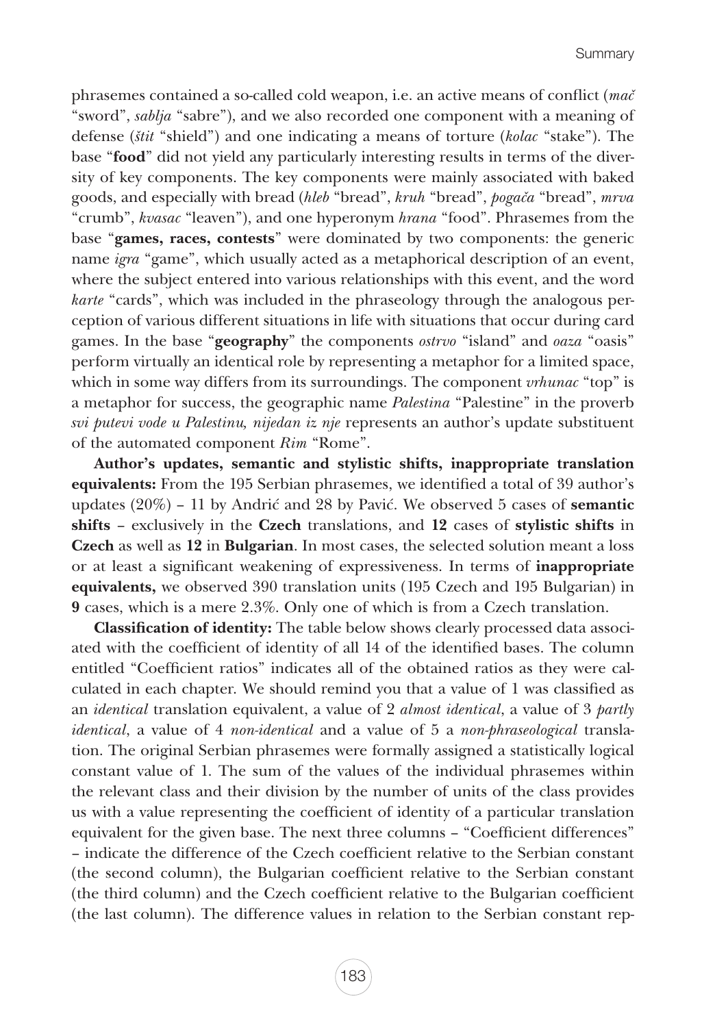phrasemes contained a so-called cold weapon, i.e. an active means of conflict (*mač* "sword", *sablja* "sabre"), and we also recorded one component with a meaning of defense (*štit* "shield") and one indicating a means of torture (*kolac* "stake"). The base "**food**" did not yield any particularly interesting results in terms of the diversity of key components. The key components were mainly associated with baked goods, and especially with bread (*hleb* "bread", *kruh* "bread", *pogača* "bread", *mrva* "crumb", *kvasac* "leaven"), and one hyperonym *hrana* "food". Phrasemes from the base "**games, races, contests**" were dominated by two components: the generic name *igra* "game", which usually acted as a metaphorical description of an event, where the subject entered into various relationships with this event, and the word *karte* "cards", which was included in the phraseology through the analogous perception of various different situations in life with situations that occur during card games. In the base "**geography**" the components *ostrvo* "island" and *oaza* "oasis" perform virtually an identical role by representing a metaphor for a limited space, which in some way differs from its surroundings. The component *vrhunac* "top" is a metaphor for success, the geographic name *Palestina* "Palestine" in the proverb *svi putevi vode u Palestinu, nijedan iz nje* represents an author's update substituent of the automated component *Rim* "Rome".

**Author's updates, semantic and stylistic shifts, inappropriate translation equivalents:** From the 195 Serbian phrasemes, we identified a total of 39 author's updates (20%) – 11 by Andrić and 28 by Pavić. We observed 5 cases of **semantic shifts** – exclusively in the **Czech** translations, and **12** cases of **stylistic shifts** in **Czech** as well as **12** in **Bulgarian**. In most cases, the selected solution meant a loss or at least a significant weakening of expressiveness. In terms of **inappropriate equivalents,** we observed 390 translation units (195 Czech and 195 Bulgarian) in **9** cases, which is a mere 2.3%. Only one of which is from a Czech translation.

**Classification of identity:** The table below shows clearly processed data associated with the coefficient of identity of all 14 of the identified bases. The column entitled "Coefficient ratios" indicates all of the obtained ratios as they were calculated in each chapter. We should remind you that a value of 1 was classified as an *identical* translation equivalent, a value of 2 *almost identical*, a value of 3 *partly identical*, a value of 4 *non-identical* and a value of 5 a *non-phraseological* translation. The original Serbian phrasemes were formally assigned a statistically logical constant value of 1. The sum of the values of the individual phrasemes within the relevant class and their division by the number of units of the class provides us with a value representing the coefficient of identity of a particular translation equivalent for the given base. The next three columns – "Coefficient differences" – indicate the difference of the Czech coefficient relative to the Serbian constant (the second column), the Bulgarian coefficient relative to the Serbian constant (the third column) and the Czech coefficient relative to the Bulgarian coefficient (the last column). The difference values in relation to the Serbian constant rep-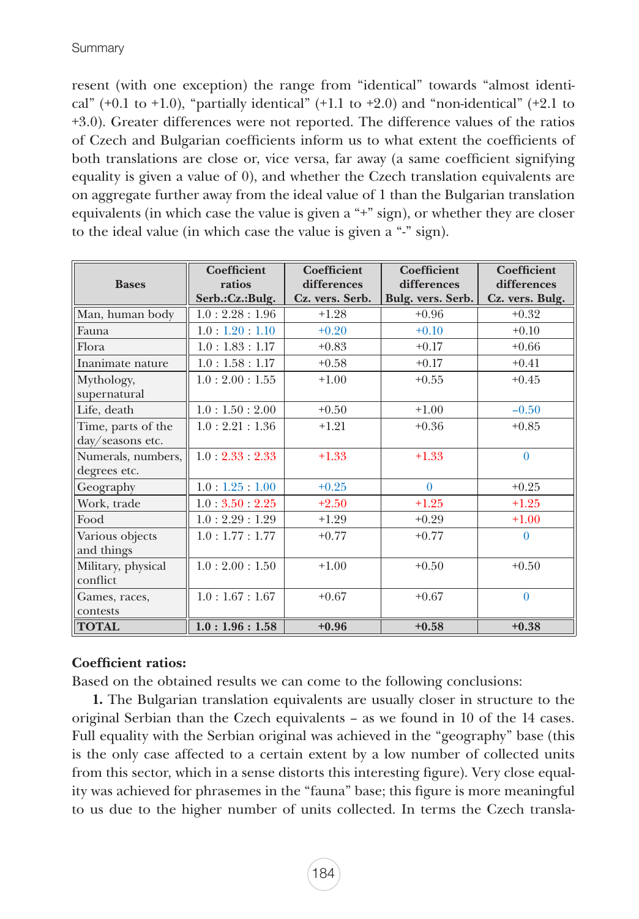resent (with one exception) the range from "identical" towards "almost identical" (+0.1 to +1.0), "partially identical" (+1.1 to +2.0) and "non-identical" (+2.1 to +3.0). Greater differences were not reported. The difference values of the ratios of Czech and Bulgarian coefficients inform us to what extent the coefficients of both translations are close or, vice versa, far away (a same coefficient signifying equality is given a value of 0), and whether the Czech translation equivalents are on aggregate further away from the ideal value of 1 than the Bulgarian translation equivalents (in which case the value is given a "+" sign), or whether they are closer to the ideal value (in which case the value is given a "-" sign).

| Bases | Coefficient ratios Serb.:Cz.:Bulg. | Coefficient differences Cz. vers. Serb. | Coefficient differences Bulg. vers. Serb. | Coefficient differences Cz. vers. Bulg. |
|---|---|---|---|---|
| Man, human body | 1.0 : 2.28 : 1.96 | +1.28 | +0.96 | +0.32 |
| Fauna | 1.0 : 1.20 : 1.10 | +0.20 | +0.10 | +0.10 |
| Flora | 1.0 : 1.83 : 1.17 | +0.83 | +0.17 | +0.66 |
| Inanimate nature | 1.0 : 1.58 : 1.17 | +0.58 | +0.17 | +0.41 |
| Mythology, supernatural | 1.0 : 2.00 : 1.55 | +1.00 | +0.55 | +0.45 |
| Life, death | 1.0 : 1.50 : 2.00 | +0.50 | +1.00 | –0.50 |
| Time, parts of the day/seasons etc. | 1.0 : 2.21 : 1.36 | +1.21 | +0.36 | +0.85 |
| Numerals, numbers, degrees etc. | 1.0 : 2.33 : 2.33 | +1.33 | +1.33 | 0 |
| Geography | 1.0 : 1.25 : 1.00 | +0.25 | 0 | +0.25 |
| Work, trade | 1.0 : 3.50 : 2.25 | +2.50 | +1.25 | +1.25 |
| Food | 1.0 : 2.29 : 1.29 | +1.29 | +0.29 | +1.00 |
| Various objects and things | 1.0 : 1.77 : 1.77 | +0.77 | +0.77 | 0 |
| Military, physical conflict | 1.0 : 2.00 : 1.50 | +1.00 | +0.50 | +0.50 |
| Games, races, contests | 1.0 : 1.67 : 1.67 | +0.67 | +0.67 | 0 |
| **TOTAL** | **1.0 : 1.96 : 1.58** | **+0.96** | **+0.58** | **+0.38** |

**Coefficient ratios:**

Based on the obtained results we can come to the following conclusions:

**1.** The Bulgarian translation equivalents are usually closer in structure to the original Serbian than the Czech equivalents – as we found in 10 of the 14 cases. Full equality with the Serbian original was achieved in the "geography" base (this is the only case affected to a certain extent by a low number of collected units from this sector, which in a sense distorts this interesting figure). Very close equality was achieved for phrasemes in the "fauna" base; this figure is more meaningful to us due to the higher number of units collected. In terms the Czech transla-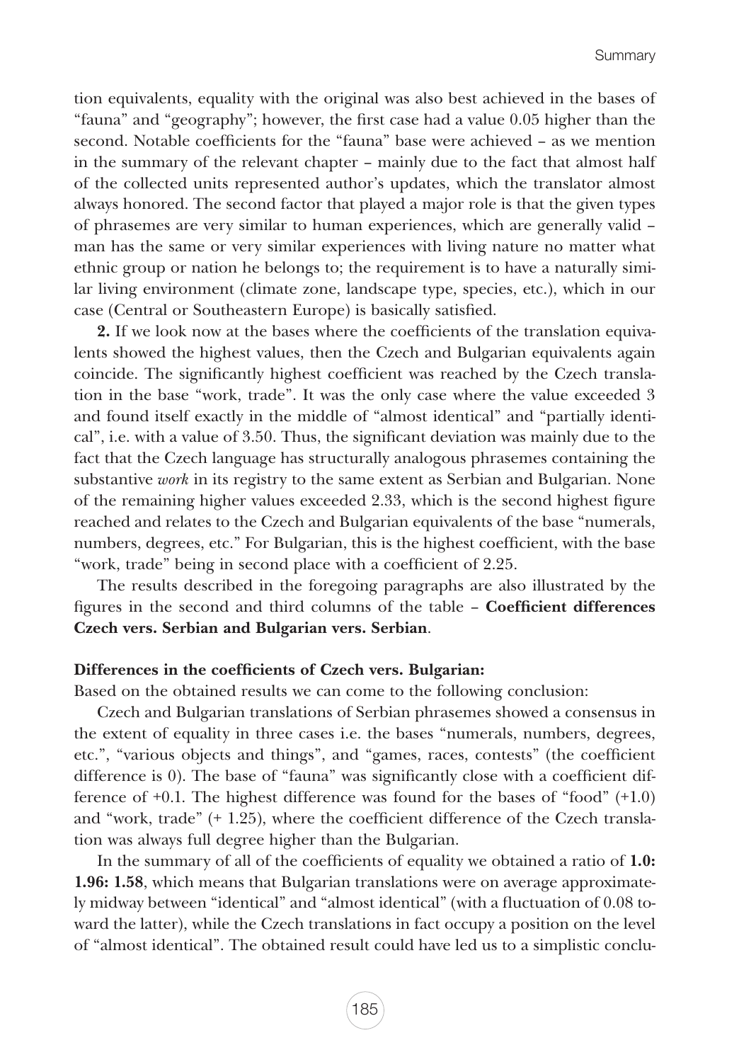tion equivalents, equality with the original was also best achieved in the bases of "fauna" and "geography"; however, the first case had a value 0.05 higher than the second. Notable coefficients for the "fauna" base were achieved – as we mention in the summary of the relevant chapter – mainly due to the fact that almost half of the collected units represented author's updates, which the translator almost always honored. The second factor that played a major role is that the given types of phrasemes are very similar to human experiences, which are generally valid – man has the same or very similar experiences with living nature no matter what ethnic group or nation he belongs to; the requirement is to have a naturally similar living environment (climate zone, landscape type, species, etc.), which in our case (Central or Southeastern Europe) is basically satisfied.

**2.** If we look now at the bases where the coefficients of the translation equivalents showed the highest values, then the Czech and Bulgarian equivalents again coincide. The significantly highest coefficient was reached by the Czech translation in the base "work, trade". It was the only case where the value exceeded 3 and found itself exactly in the middle of "almost identical" and "partially identical", i.e. with a value of 3.50. Thus, the significant deviation was mainly due to the fact that the Czech language has structurally analogous phrasemes containing the substantive *work* in its registry to the same extent as Serbian and Bulgarian. None of the remaining higher values exceeded 2.33, which is the second highest figure reached and relates to the Czech and Bulgarian equivalents of the base "numerals, numbers, degrees, etc." For Bulgarian, this is the highest coefficient, with the base "work, trade" being in second place with a coefficient of 2.25.

The results described in the foregoing paragraphs are also illustrated by the figures in the second and third columns of the table – **Coefficient differences Czech vers. Serbian and Bulgarian vers. Serbian**.

**Differences in the coefficients of Czech vers. Bulgarian:**

Based on the obtained results we can come to the following conclusion:

Czech and Bulgarian translations of Serbian phrasemes showed a consensus in the extent of equality in three cases i.e. the bases "numerals, numbers, degrees, etc.", "various objects and things", and "games, races, contests" (the coefficient difference is 0). The base of "fauna" was significantly close with a coefficient difference of +0.1. The highest difference was found for the bases of "food" (+1.0) and "work, trade" (+ 1.25), where the coefficient difference of the Czech translation was always full degree higher than the Bulgarian.

In the summary of all of the coefficients of equality we obtained a ratio of **1.0: 1.96: 1.58**, which means that Bulgarian translations were on average approximately midway between "identical" and "almost identical" (with a fluctuation of 0.08 toward the latter), while the Czech translations in fact occupy a position on the level of "almost identical". The obtained result could have led us to a simplistic conclu-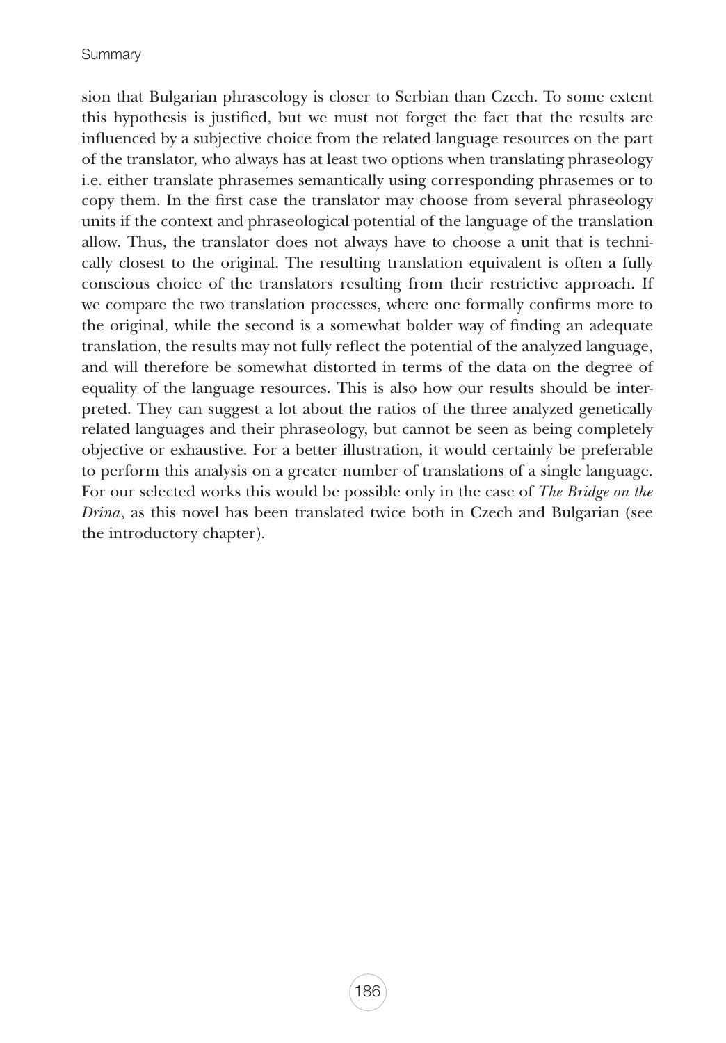sion that Bulgarian phraseology is closer to Serbian than Czech. To some extent this hypothesis is justified, but we must not forget the fact that the results are influenced by a subjective choice from the related language resources on the part of the translator, who always has at least two options when translating phraseology i.e. either translate phrasemes semantically using corresponding phrasemes or to copy them. In the first case the translator may choose from several phraseology units if the context and phraseological potential of the language of the translation allow. Thus, the translator does not always have to choose a unit that is technically closest to the original. The resulting translation equivalent is often a fully conscious choice of the translators resulting from their restrictive approach. If we compare the two translation processes, where one formally confirms more to the original, while the second is a somewhat bolder way of finding an adequate translation, the results may not fully reflect the potential of the analyzed language, and will therefore be somewhat distorted in terms of the data on the degree of equality of the language resources. This is also how our results should be interpreted. They can suggest a lot about the ratios of the three analyzed genetically related languages and their phraseology, but cannot be seen as being completely objective or exhaustive. For a better illustration, it would certainly be preferable to perform this analysis on a greater number of translations of a single language. For our selected works this would be possible only in the case of *The Bridge on the Drina*, as this novel has been translated twice both in Czech and Bulgarian (see the introductory chapter).